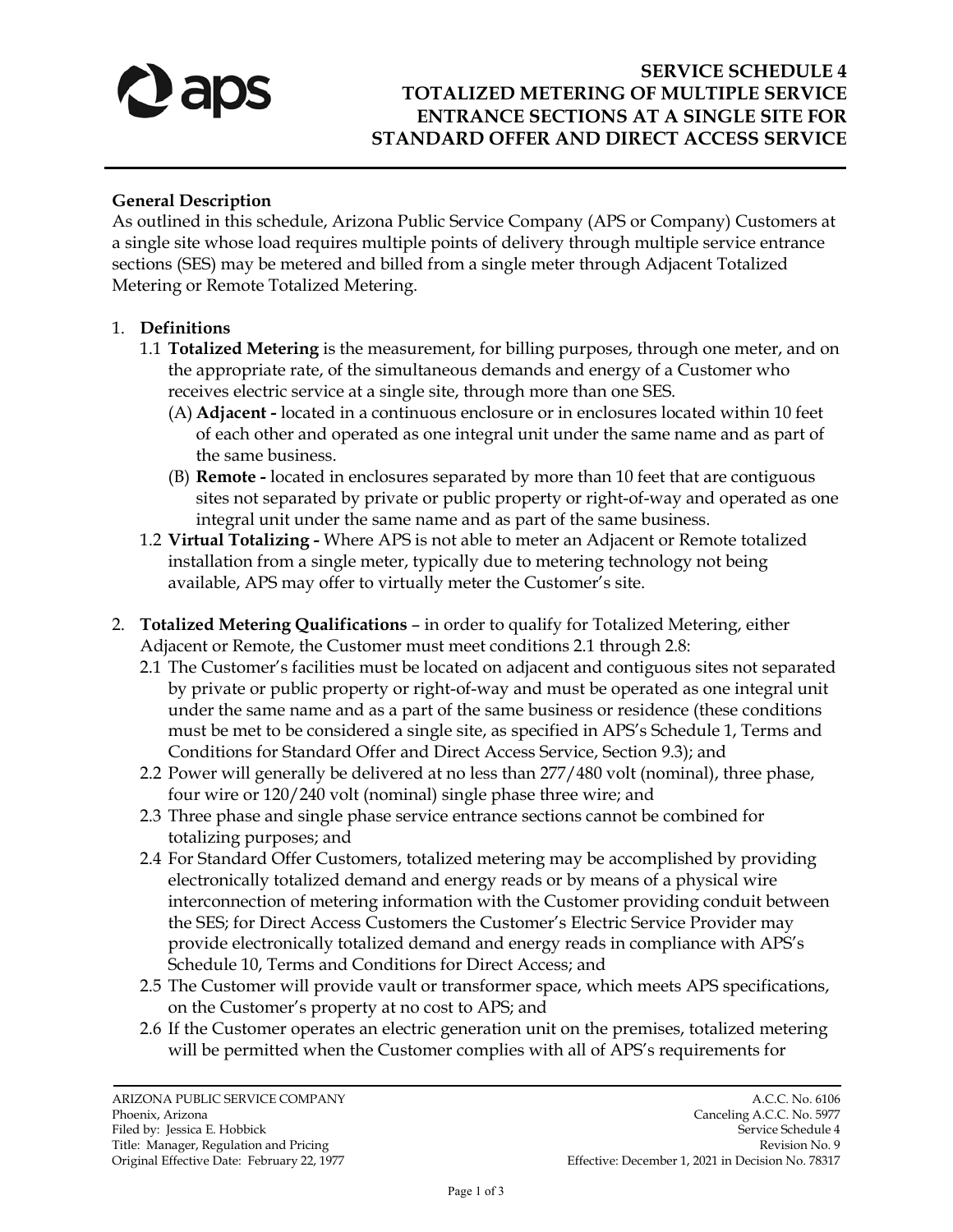# SERVICE SCHEDULE 4
# TOTALIZED METERING OF MULTIPLE SERVICE ENTRANCE SECTIONS AT A SINGLE SITE FOR STANDARD OFFER AND DIRECT ACCESS SERVICE

**General Description**

As outlined in this schedule, Arizona Public Service Company (APS or Company) Customers at a single site whose load requires multiple points of delivery through multiple service entrance sections (SES) may be metered and billed from a single meter through Adjacent Totalized Metering or Remote Totalized Metering.

1. **Definitions**
   1.1 **Totalized Metering** is the measurement, for billing purposes, through one meter, and on the appropriate rate, of the simultaneous demands and energy of a Customer who receives electric service at a single site, through more than one SES.
      (A) **Adjacent -** located in a continuous enclosure or in enclosures located within 10 feet of each other and operated as one integral unit under the same name and as part of the same business.
      (B) **Remote -** located in enclosures separated by more than 10 feet that are contiguous sites not separated by private or public property or right-of-way and operated as one integral unit under the same name and as part of the same business.

   1.2 **Virtual Totalizing -** Where APS is not able to meter an Adjacent or Remote totalized installation from a single meter, typically due to metering technology not being available, APS may offer to virtually meter the Customer's site.

2. **Totalized Metering Qualifications** – in order to qualify for Totalized Metering, either Adjacent or Remote, the Customer must meet conditions 2.1 through 2.8:
   2.1 The Customer's facilities must be located on adjacent and contiguous sites not separated by private or public property or right-of-way and must be operated as one integral unit under the same name and as a part of the same business or residence (these conditions must be met to be considered a single site, as specified in APS's Schedule 1, Terms and Conditions for Standard Offer and Direct Access Service, Section 9.3); and
   2.2 Power will generally be delivered at no less than 277/480 volt (nominal), three phase, four wire or 120/240 volt (nominal) single phase three wire; and
   2.3 Three phase and single phase service entrance sections cannot be combined for totalizing purposes; and
   2.4 For Standard Offer Customers, totalized metering may be accomplished by providing electronically totalized demand and energy reads or by means of a physical wire interconnection of metering information with the Customer providing conduit between the SES; for Direct Access Customers the Customer's Electric Service Provider may provide electronically totalized demand and energy reads in compliance with APS's Schedule 10, Terms and Conditions for Direct Access; and
   2.5 The Customer will provide vault or transformer space, which meets APS specifications, on the Customer's property at no cost to APS; and
   2.6 If the Customer operates an electric generation unit on the premises, totalized metering will be permitted when the Customer complies with all of APS's requirements for

ARIZONA PUBLIC SERVICE COMPANY
Phoenix, Arizona
Filed by: Jessica E. Hobbick
Title: Manager, Regulation and Pricing
Original Effective Date: February 22, 1977

A.C.C. No. 6106
Canceling A.C.C. No. 5977
Service Schedule 4
Revision No. 9
Effective: December 1, 2021 in Decision No. 78317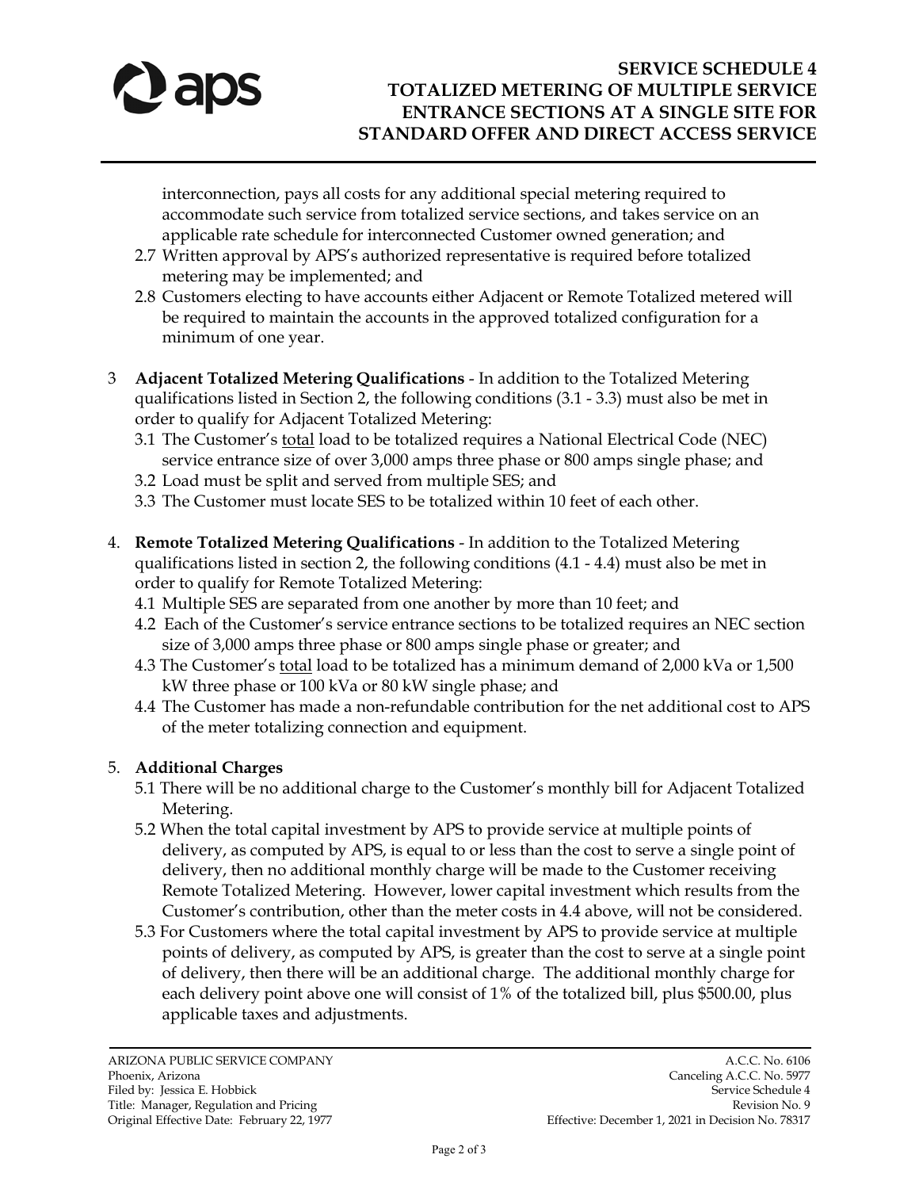interconnection, pays all costs for any additional special metering required to accommodate such service from totalized service sections, and takes service on an applicable rate schedule for interconnected Customer owned generation; and

- 2.7 Written approval by APS's authorized representative is required before totalized metering may be implemented; and
- 2.8 Customers electing to have accounts either Adjacent or Remote Totalized metered will be required to maintain the accounts in the approved totalized configuration for a minimum of one year.

3 **Adjacent Totalized Metering Qualifications** - In addition to the Totalized Metering qualifications listed in Section 2, the following conditions (3.1 - 3.3) must also be met in order to qualify for Adjacent Totalized Metering:

- 3.1 The Customer's <u>total</u> load to be totalized requires a National Electrical Code (NEC) service entrance size of over 3,000 amps three phase or 800 amps single phase; and
- 3.2 Load must be split and served from multiple SES; and
- 3.3 The Customer must locate SES to be totalized within 10 feet of each other.

4. **Remote Totalized Metering Qualifications** - In addition to the Totalized Metering qualifications listed in section 2, the following conditions (4.1 - 4.4) must also be met in order to qualify for Remote Totalized Metering:

- 4.1 Multiple SES are separated from one another by more than 10 feet; and
- 4.2 Each of the Customer's service entrance sections to be totalized requires an NEC section size of 3,000 amps three phase or 800 amps single phase or greater; and
- 4.3 The Customer's <u>total</u> load to be totalized has a minimum demand of 2,000 kVa or 1,500 kW three phase or 100 kVa or 80 kW single phase; and
- 4.4 The Customer has made a non-refundable contribution for the net additional cost to APS of the meter totalizing connection and equipment.

5. **Additional Charges**

- 5.1 There will be no additional charge to the Customer's monthly bill for Adjacent Totalized Metering.
- 5.2 When the total capital investment by APS to provide service at multiple points of delivery, as computed by APS, is equal to or less than the cost to serve a single point of delivery, then no additional monthly charge will be made to the Customer receiving Remote Totalized Metering. However, lower capital investment which results from the Customer's contribution, other than the meter costs in 4.4 above, will not be considered.
- 5.3 For Customers where the total capital investment by APS to provide service at multiple points of delivery, as computed by APS, is greater than the cost to serve at a single point of delivery, then there will be an additional charge. The additional monthly charge for each delivery point above one will consist of 1% of the totalized bill, plus $500.00, plus applicable taxes and adjustments.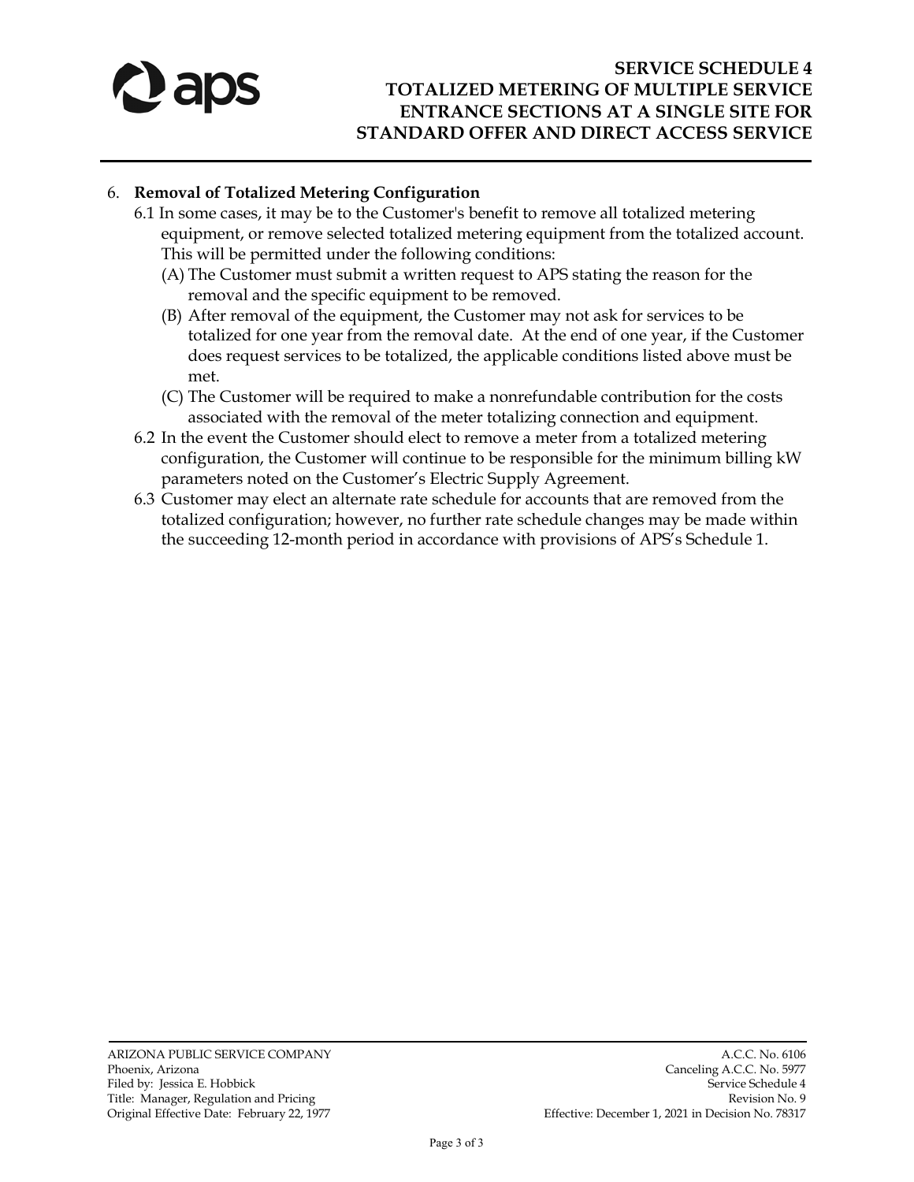6. **Removal of Totalized Metering Configuration**

   6.1 In some cases, it may be to the Customer's benefit to remove all totalized metering equipment, or remove selected totalized metering equipment from the totalized account. This will be permitted under the following conditions:

   (A) The Customer must submit a written request to APS stating the reason for the removal and the specific equipment to be removed.

   (B) After removal of the equipment, the Customer may not ask for services to be totalized for one year from the removal date. At the end of one year, if the Customer does request services to be totalized, the applicable conditions listed above must be met.

   (C) The Customer will be required to make a nonrefundable contribution for the costs associated with the removal of the meter totalizing connection and equipment.

   6.2 In the event the Customer should elect to remove a meter from a totalized metering configuration, the Customer will continue to be responsible for the minimum billing kW parameters noted on the Customer's Electric Supply Agreement.

   6.3 Customer may elect an alternate rate schedule for accounts that are removed from the totalized configuration; however, no further rate schedule changes may be made within the succeeding 12-month period in accordance with provisions of APS's Schedule 1.